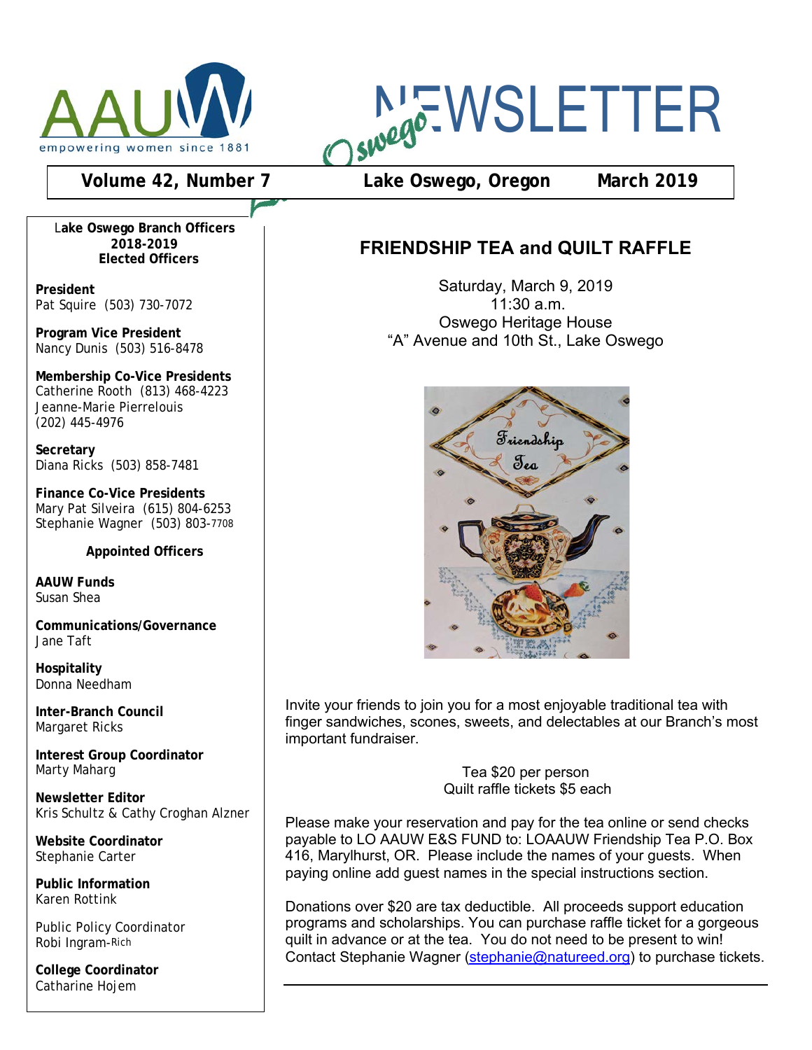# Oswego NEWSLETTER

AAUW — empowering women since 1881

**Volume 42, Number 7** | **Lake Oswego, Oregon** | **March 2019**

**Lake Oswego Branch Officers 2018-2019**
**Elected Officers**

**President**
Pat Squire (503) 730-7072

**Program Vice President**
Nancy Dunis (503) 516-8478

**Membership Co-Vice Presidents**
Catherine Rooth (813) 468-4223
Jeanne-Marie Pierrelouis
(202) 445-4976

**Secretary**
Diana Ricks (503) 858-7481

**Finance Co-Vice Presidents**
Mary Pat Silveira (615) 804-6253
Stephanie Wagner (503) 803-7708

**Appointed Officers**

**AAUW Funds**
Susan Shea

**Communications/Governance**
Jane Taft

**Hospitality**
Donna Needham

**Inter-Branch Council**
Margaret Ricks

**Interest Group Coordinator**
Marty Maharg

**Newsletter Editor**
Kris Schultz & Cathy Croghan Alzner

**Website Coordinator**
Stephanie Carter

**Public Information**
Karen Rottink

Public Policy Coordinator
Robi Ingram-Rich

**College Coordinator**
Catharine Hojem

## FRIENDSHIP TEA and QUILT RAFFLE

Saturday, March 9, 2019
11:30 a.m.
Oswego Heritage House
"A" Avenue and 10th St., Lake Oswego

Invite your friends to join you for a most enjoyable traditional tea with finger sandwiches, scones, sweets, and delectables at our Branch's most important fundraiser.

Tea $20 per person
Quilt raffle tickets $5 each

Please make your reservation and pay for the tea online or send checks payable to LO AAUW E&S FUND to: LOAAUW Friendship Tea P.O. Box 416, Marylhurst, OR. Please include the names of your guests. When paying online add guest names in the special instructions section.

Donations over $20 are tax deductible. All proceeds support education programs and scholarships. You can purchase raffle ticket for a gorgeous quilt in advance or at the tea. You do not need to be present to win! Contact Stephanie Wagner (stephanie@natureed.org) to purchase tickets.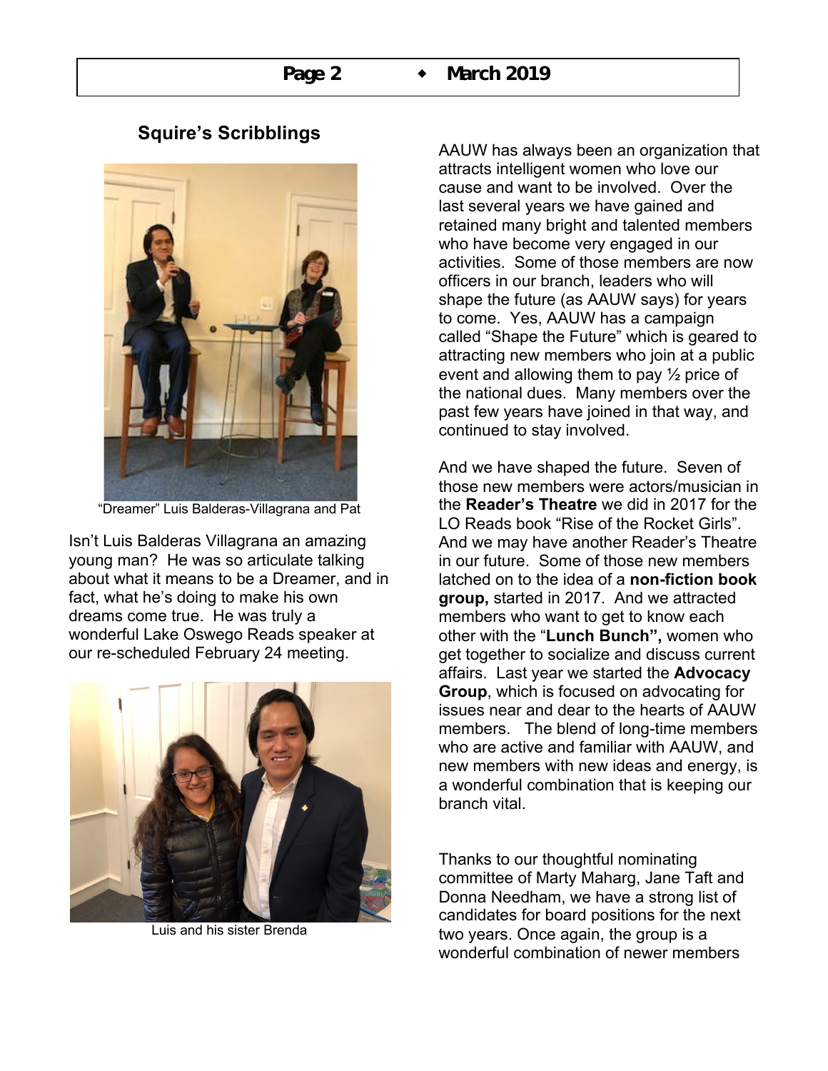## Squire's Scribblings

"Dreamer" Luis Balderas-Villagrana and Pat

Isn't Luis Balderas Villagrana an amazing young man? He was so articulate talking about what it means to be a Dreamer, and in fact, what he's doing to make his own dreams come true. He was truly a wonderful Lake Oswego Reads speaker at our re-scheduled February 24 meeting.

Luis and his sister Brenda

AAUW has always been an organization that attracts intelligent women who love our cause and want to be involved. Over the last several years we have gained and retained many bright and talented members who have become very engaged in our activities. Some of those members are now officers in our branch, leaders who will shape the future (as AAUW says) for years to come. Yes, AAUW has a campaign called "Shape the Future" which is geared to attracting new members who join at a public event and allowing them to pay ½ price of the national dues. Many members over the past few years have joined in that way, and continued to stay involved.

And we have shaped the future. Seven of those new members were actors/musician in the **Reader's Theatre** we did in 2017 for the LO Reads book "Rise of the Rocket Girls". And we may have another Reader's Theatre in our future. Some of those new members latched on to the idea of a **non-fiction book group,** started in 2017. And we attracted members who want to get to know each other with the "**Lunch Bunch",** women who get together to socialize and discuss current affairs. Last year we started the **Advocacy Group**, which is focused on advocating for issues near and dear to the hearts of AAUW members. The blend of long-time members who are active and familiar with AAUW, and new members with new ideas and energy, is a wonderful combination that is keeping our branch vital.

Thanks to our thoughtful nominating committee of Marty Maharg, Jane Taft and Donna Needham, we have a strong list of candidates for board positions for the next two years. Once again, the group is a wonderful combination of newer members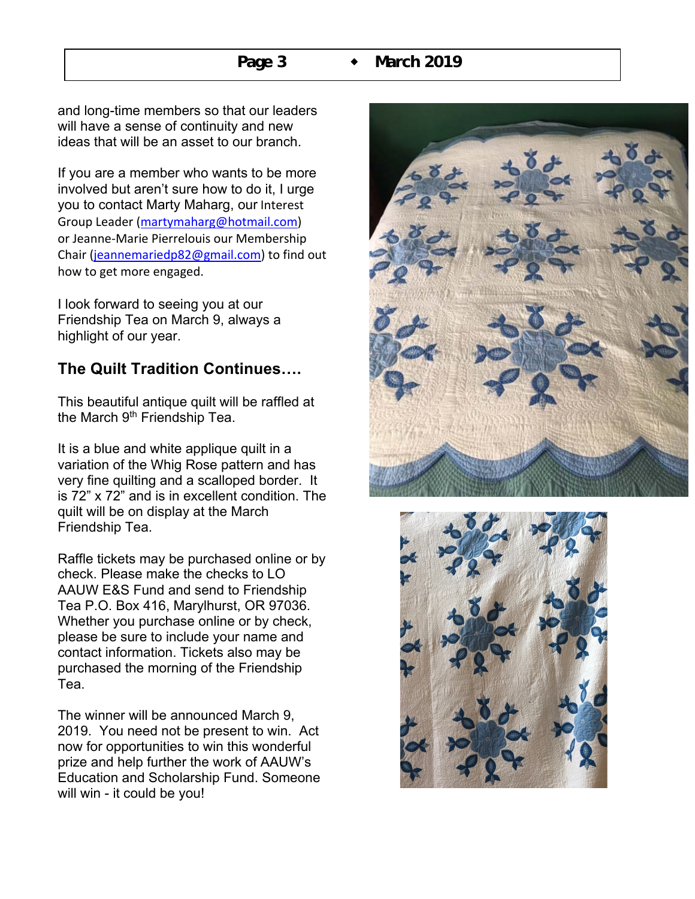and long-time members so that our leaders will have a sense of continuity and new ideas that will be an asset to our branch.

If you are a member who wants to be more involved but aren't sure how to do it, I urge you to contact Marty Maharg, our Interest Group Leader (martymaharg@hotmail.com) or Jeanne-Marie Pierrelouis our Membership Chair (jeannemariedp82@gmail.com) to find out how to get more engaged.

I look forward to seeing you at our Friendship Tea on March 9, always a highlight of our year.

## The Quilt Tradition Continues….

This beautiful antique quilt will be raffled at the March 9th Friendship Tea.

It is a blue and white applique quilt in a variation of the Whig Rose pattern and has very fine quilting and a scalloped border. It is 72" x 72" and is in excellent condition. The quilt will be on display at the March Friendship Tea.

Raffle tickets may be purchased online or by check. Please make the checks to LO AAUW E&S Fund and send to Friendship Tea P.O. Box 416, Marylhurst, OR 97036. Whether you purchase online or by check, please be sure to include your name and contact information. Tickets also may be purchased the morning of the Friendship Tea.

The winner will be announced March 9, 2019. You need not be present to win. Act now for opportunities to win this wonderful prize and help further the work of AAUW's Education and Scholarship Fund. Someone will win - it could be you!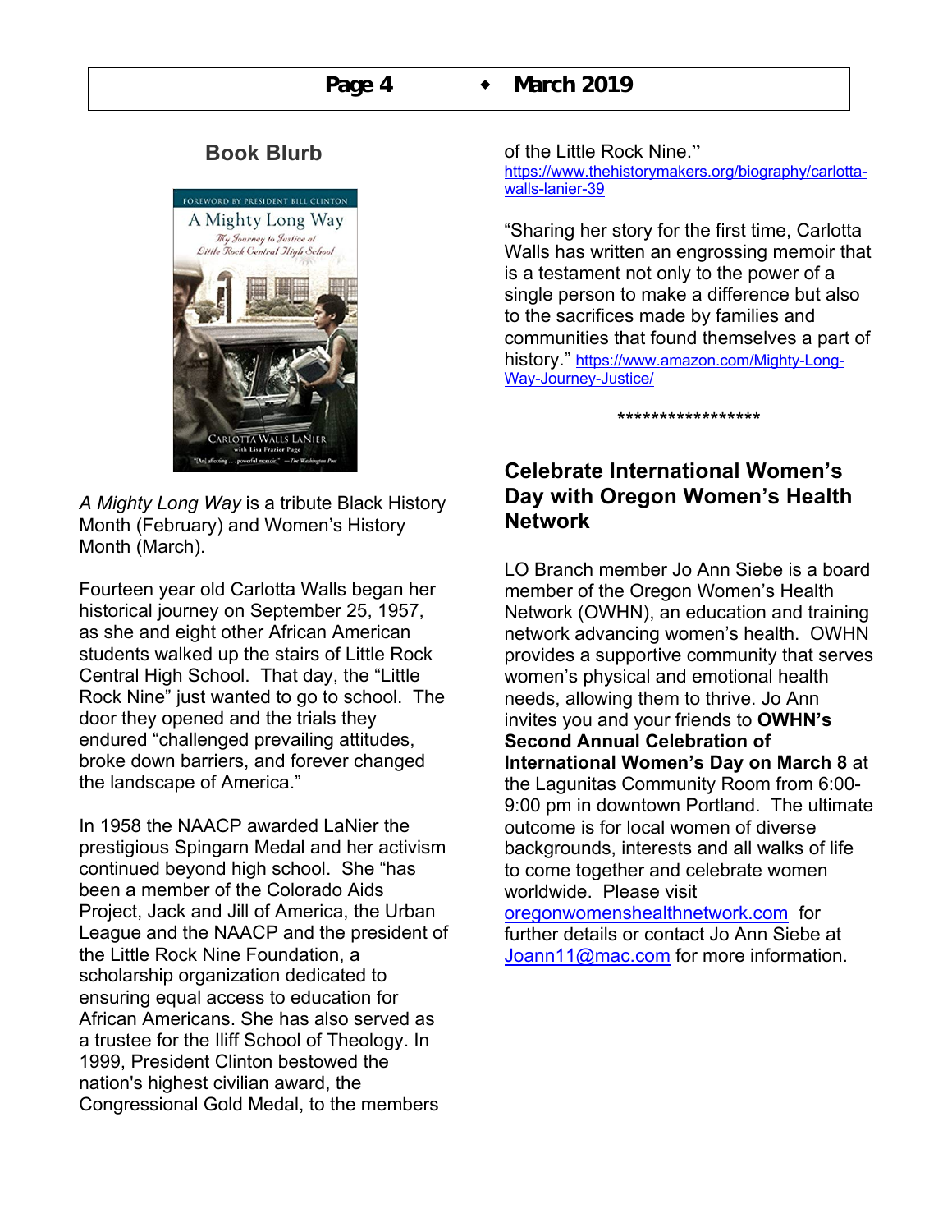## Book Blurb

*A Mighty Long Way* is a tribute Black History Month (February) and Women's History Month (March).

Fourteen year old Carlotta Walls began her historical journey on September 25, 1957, as she and eight other African American students walked up the stairs of Little Rock Central High School. That day, the "Little Rock Nine" just wanted to go to school. The door they opened and the trials they endured "challenged prevailing attitudes, broke down barriers, and forever changed the landscape of America."

In 1958 the NAACP awarded LaNier the prestigious Spingarn Medal and her activism continued beyond high school. She "has been a member of the Colorado Aids Project, Jack and Jill of America, the Urban League and the NAACP and the president of the Little Rock Nine Foundation, a scholarship organization dedicated to ensuring equal access to education for African Americans. She has also served as a trustee for the Iliff School of Theology. In 1999, President Clinton bestowed the nation's highest civilian award, the Congressional Gold Medal, to the members of the Little Rock Nine." https://www.thehistorymakers.org/biography/carlotta-walls-lanier-39

"Sharing her story for the first time, Carlotta Walls has written an engrossing memoir that is a testament not only to the power of a single person to make a difference but also to the sacrifices made by families and communities that found themselves a part of history." https://www.amazon.com/Mighty-Long-Way-Journey-Justice/

*****************

## Celebrate International Women's Day with Oregon Women's Health Network

LO Branch member Jo Ann Siebe is a board member of the Oregon Women's Health Network (OWHN), an education and training network advancing women's health. OWHN provides a supportive community that serves women's physical and emotional health needs, allowing them to thrive. Jo Ann invites you and your friends to **OWHN's Second Annual Celebration of International Women's Day on March 8** at the Lagunitas Community Room from 6:00-9:00 pm in downtown Portland. The ultimate outcome is for local women of diverse backgrounds, interests and all walks of life to come together and celebrate women worldwide. Please visit oregonwomenshealthnetwork.com for further details or contact Jo Ann Siebe at Joann11@mac.com for more information.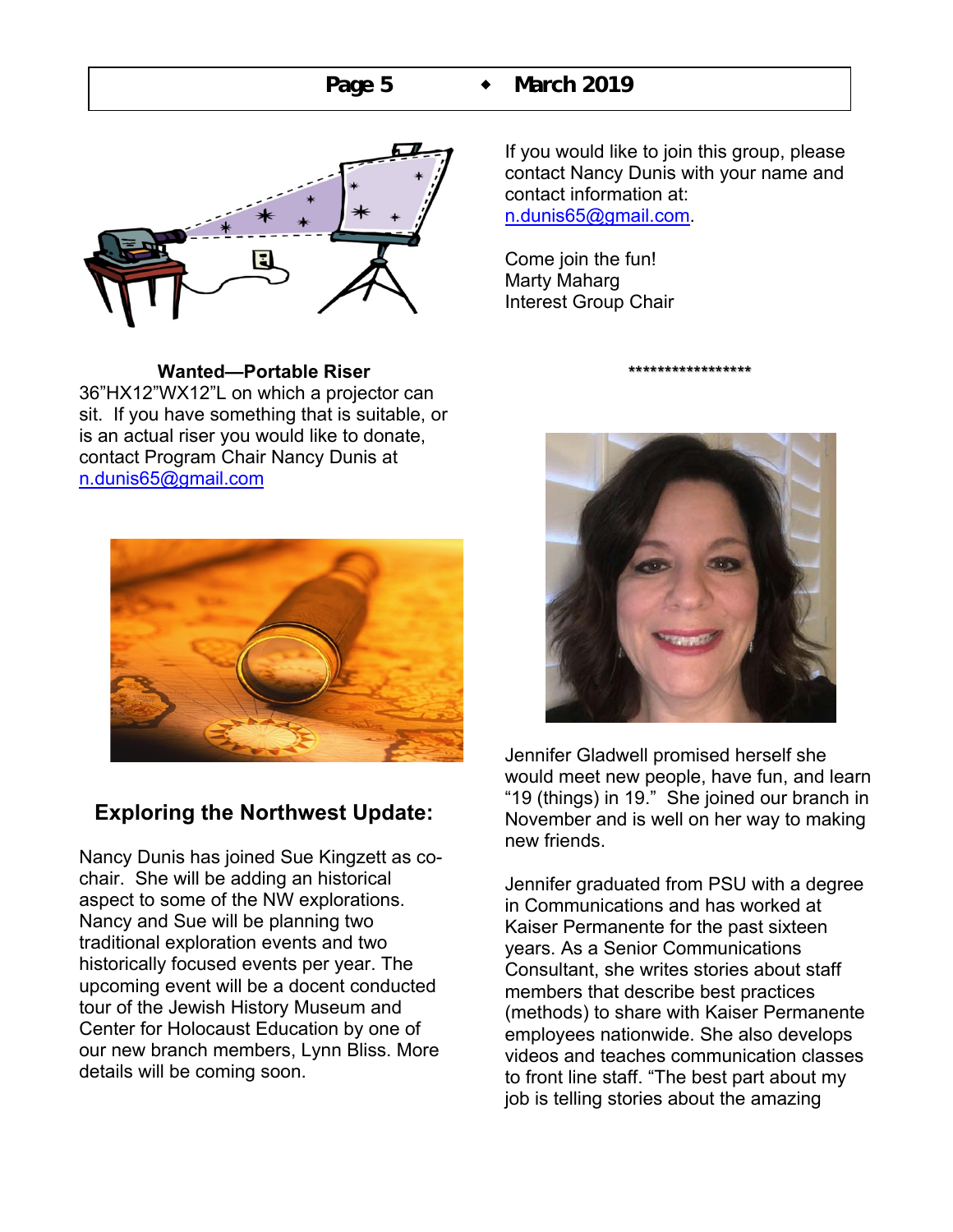**Wanted—Portable Riser**

36”HX12”WX12”L on which a projector can sit. If you have something that is suitable, or is an actual riser you would like to donate, contact Program Chair Nancy Dunis at n.dunis65@gmail.com

## Exploring the Northwest Update:

Nancy Dunis has joined Sue Kingzett as co-chair. She will be adding an historical aspect to some of the NW explorations. Nancy and Sue will be planning two traditional exploration events and two historically focused events per year. The upcoming event will be a docent conducted tour of the Jewish History Museum and Center for Holocaust Education by one of our new branch members, Lynn Bliss. More details will be coming soon.

If you would like to join this group, please contact Nancy Dunis with your name and contact information at: n.dunis65@gmail.com.

Come join the fun!
Marty Maharg
Interest Group Chair

******************

Jennifer Gladwell promised herself she would meet new people, have fun, and learn “19 (things) in 19.” She joined our branch in November and is well on her way to making new friends.

Jennifer graduated from PSU with a degree in Communications and has worked at Kaiser Permanente for the past sixteen years. As a Senior Communications Consultant, she writes stories about staff members that describe best practices (methods) to share with Kaiser Permanente employees nationwide. She also develops videos and teaches communication classes to front line staff. “The best part about my job is telling stories about the amazing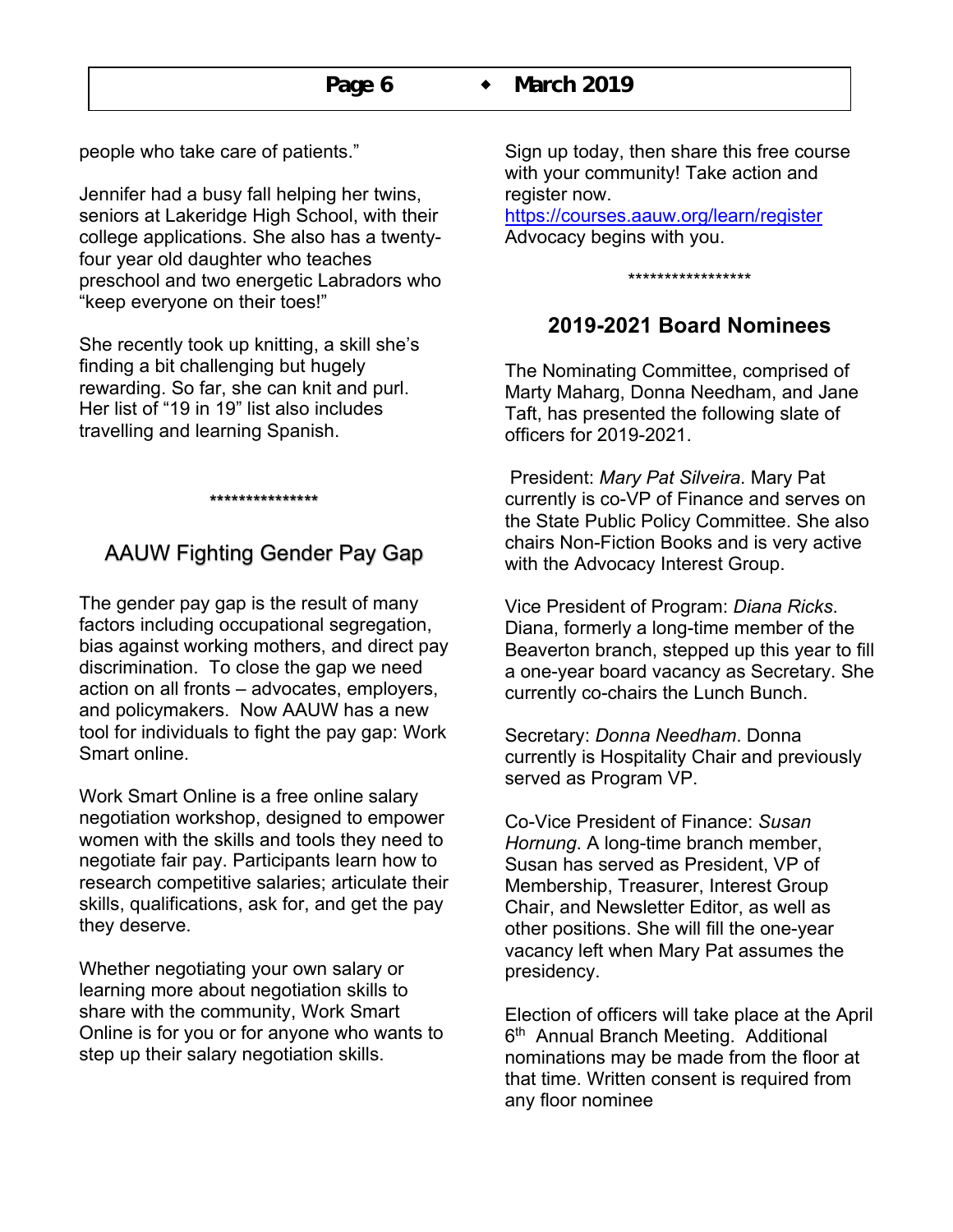people who take care of patients."

Jennifer had a busy fall helping her twins, seniors at Lakeridge High School, with their college applications. She also has a twenty-four year old daughter who teaches preschool and two energetic Labradors who "keep everyone on their toes!"

She recently took up knitting, a skill she's finding a bit challenging but hugely rewarding. So far, she can knit and purl. Her list of "19 in 19" list also includes travelling and learning Spanish.

***************

## AAUW Fighting Gender Pay Gap

The gender pay gap is the result of many factors including occupational segregation, bias against working mothers, and direct pay discrimination. To close the gap we need action on all fronts – advocates, employers, and policymakers. Now AAUW has a new tool for individuals to fight the pay gap: Work Smart online.

Work Smart Online is a free online salary negotiation workshop, designed to empower women with the skills and tools they need to negotiate fair pay. Participants learn how to research competitive salaries; articulate their skills, qualifications, ask for, and get the pay they deserve.

Whether negotiating your own salary or learning more about negotiation skills to share with the community, Work Smart Online is for you or for anyone who wants to step up their salary negotiation skills.

Sign up today, then share this free course with your community! Take action and register now.
https://courses.aauw.org/learn/register
Advocacy begins with you.

*****************

## 2019-2021 Board Nominees

The Nominating Committee, comprised of Marty Maharg, Donna Needham, and Jane Taft, has presented the following slate of officers for 2019-2021.

President: *Mary Pat Silveira*. Mary Pat currently is co-VP of Finance and serves on the State Public Policy Committee. She also chairs Non-Fiction Books and is very active with the Advocacy Interest Group.

Vice President of Program: *Diana Ricks*. Diana, formerly a long-time member of the Beaverton branch, stepped up this year to fill a one-year board vacancy as Secretary. She currently co-chairs the Lunch Bunch.

Secretary: *Donna Needham*. Donna currently is Hospitality Chair and previously served as Program VP.

Co-Vice President of Finance: *Susan Hornung*. A long-time branch member, Susan has served as President, VP of Membership, Treasurer, Interest Group Chair, and Newsletter Editor, as well as other positions. She will fill the one-year vacancy left when Mary Pat assumes the presidency.

Election of officers will take place at the April 6th Annual Branch Meeting. Additional nominations may be made from the floor at that time. Written consent is required from any floor nominee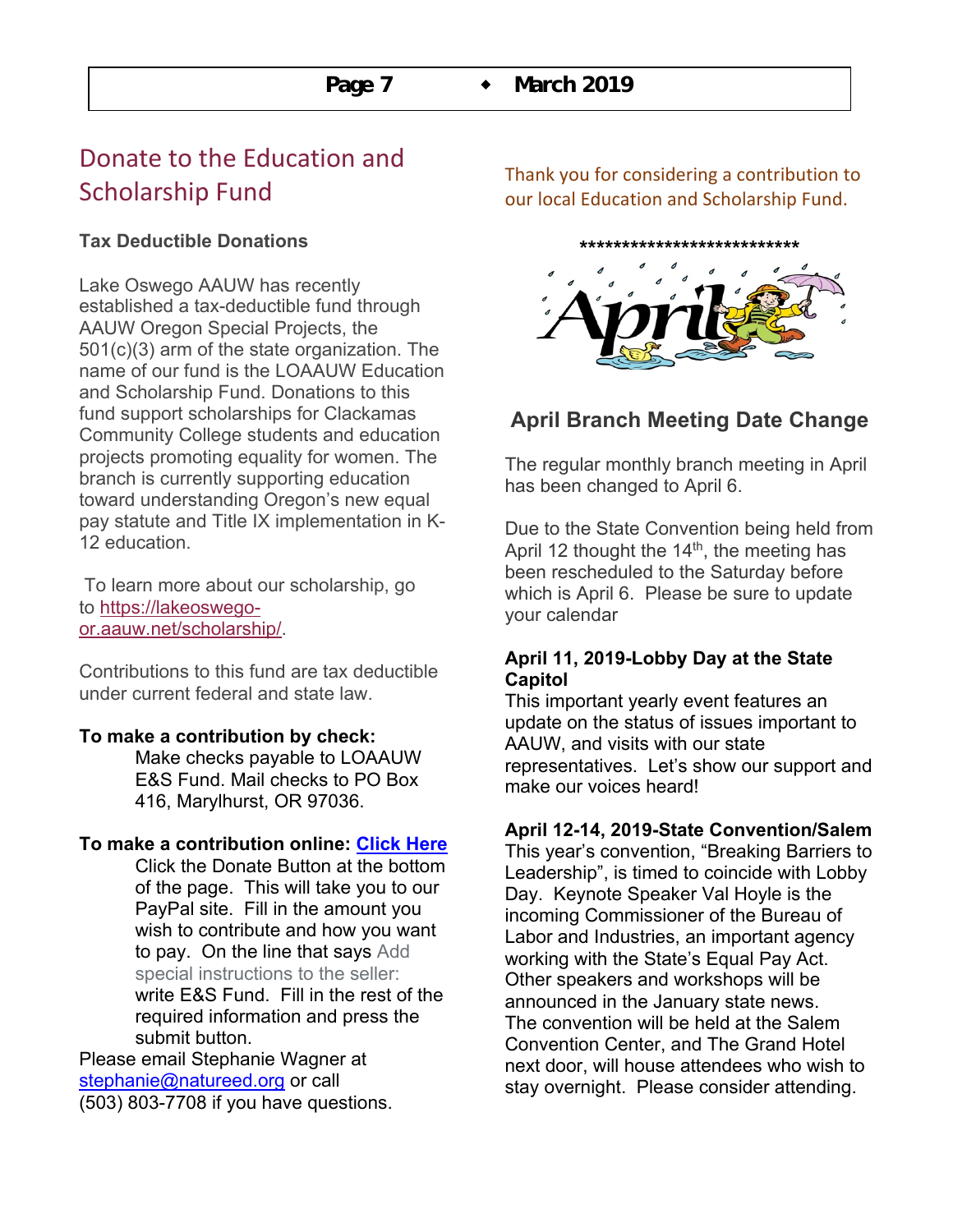# Donate to the Education and Scholarship Fund

**Tax Deductible Donations**

Lake Oswego AAUW has recently established a tax-deductible fund through AAUW Oregon Special Projects, the 501(c)(3) arm of the state organization. The name of our fund is the LOAAUW Education and Scholarship Fund. Donations to this fund support scholarships for Clackamas Community College students and education projects promoting equality for women. The branch is currently supporting education toward understanding Oregon's new equal pay statute and Title IX implementation in K-12 education.

To learn more about our scholarship, go to https://lakeoswego-or.aauw.net/scholarship/.

Contributions to this fund are tax deductible under current federal and state law.

**To make a contribution by check:**

Make checks payable to LOAAUW E&S Fund. Mail checks to PO Box 416, Marylhurst, OR 97036.

**To make a contribution online: Click Here**

Click the Donate Button at the bottom of the page. This will take you to our PayPal site. Fill in the amount you wish to contribute and how you want to pay. On the line that says Add special instructions to the seller: write E&S Fund. Fill in the rest of the required information and press the submit button.

Please email Stephanie Wagner at stephanie@natureed.org or call (503) 803-7708 if you have questions.

Thank you for considering a contribution to our local Education and Scholarship Fund.

***************************

## April Branch Meeting Date Change

The regular monthly branch meeting in April has been changed to April 6.

Due to the State Convention being held from April 12 thought the 14th, the meeting has been rescheduled to the Saturday before which is April 6. Please be sure to update your calendar

**April 11, 2019-Lobby Day at the State Capitol**

This important yearly event features an update on the status of issues important to AAUW, and visits with our state representatives. Let's show our support and make our voices heard!

**April 12-14, 2019-State Convention/Salem**

This year's convention, "Breaking Barriers to Leadership", is timed to coincide with Lobby Day. Keynote Speaker Val Hoyle is the incoming Commissioner of the Bureau of Labor and Industries, an important agency working with the State's Equal Pay Act. Other speakers and workshops will be announced in the January state news. The convention will be held at the Salem Convention Center, and The Grand Hotel next door, will house attendees who wish to stay overnight. Please consider attending.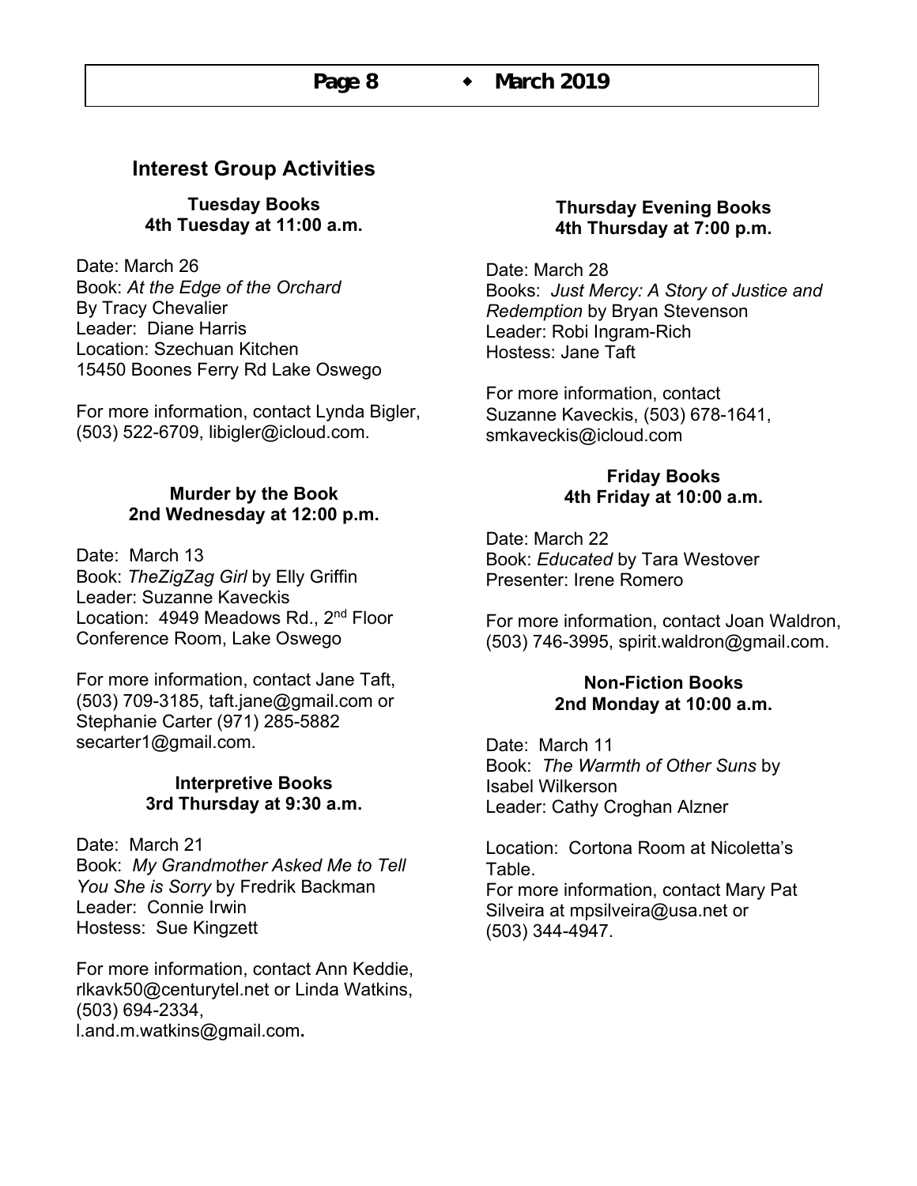## Interest Group Activities

### Tuesday Books
**4th Tuesday at 11:00 a.m.**

Date: March 26
Book: *At the Edge of the Orchard*
By Tracy Chevalier
Leader: Diane Harris
Location: Szechuan Kitchen
15450 Boones Ferry Rd Lake Oswego

For more information, contact Lynda Bigler, (503) 522-6709, libigler@icloud.com.

### Murder by the Book
**2nd Wednesday at 12:00 p.m.**

Date: March 13
Book: *TheZigZag Girl* by Elly Griffin
Leader: Suzanne Kaveckis
Location: 4949 Meadows Rd., 2nd Floor Conference Room, Lake Oswego

For more information, contact Jane Taft, (503) 709-3185, taft.jane@gmail.com or Stephanie Carter (971) 285-5882 secarter1@gmail.com.

### Interpretive Books
**3rd Thursday at 9:30 a.m.**

Date: March 21
Book: *My Grandmother Asked Me to Tell You She is Sorry* by Fredrik Backman
Leader: Connie Irwin
Hostess: Sue Kingzett

For more information, contact Ann Keddie, rlkavk50@centurytel.net or Linda Watkins, (503) 694-2334, l.and.m.watkins@gmail.com.

### Thursday Evening Books
**4th Thursday at 7:00 p.m.**

Date: March 28
Books: *Just Mercy: A Story of Justice and Redemption* by Bryan Stevenson
Leader: Robi Ingram-Rich
Hostess: Jane Taft

For more information, contact Suzanne Kaveckis, (503) 678-1641, smkaveckis@icloud.com

### Friday Books
**4th Friday at 10:00 a.m.**

Date: March 22
Book: *Educated* by Tara Westover
Presenter: Irene Romero

For more information, contact Joan Waldron, (503) 746-3995, spirit.waldron@gmail.com.

### Non-Fiction Books
**2nd Monday at 10:00 a.m.**

Date: March 11
Book: *The Warmth of Other Suns* by Isabel Wilkerson
Leader: Cathy Croghan Alzner

Location: Cortona Room at Nicoletta's Table.
For more information, contact Mary Pat Silveira at mpsilveira@usa.net or (503) 344-4947.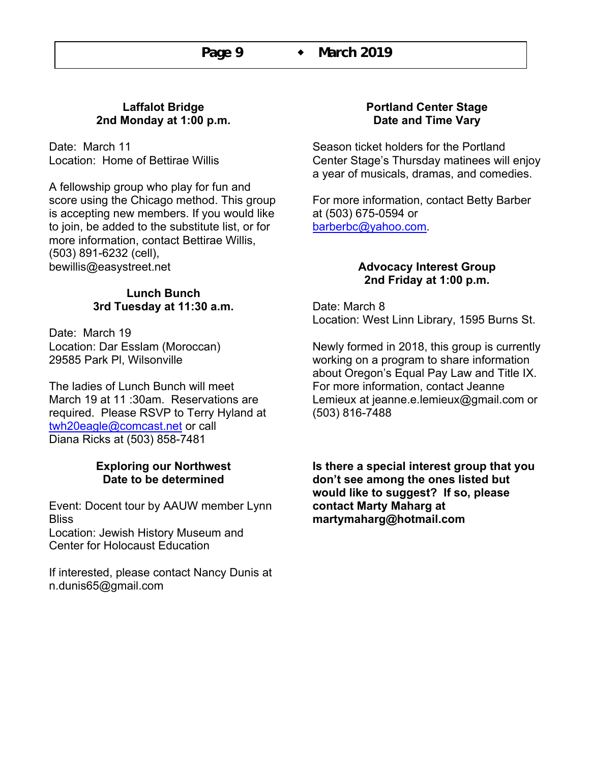### Laffalot Bridge
### 2nd Monday at 1:00 p.m.

Date: March 11
Location: Home of Bettirae Willis

A fellowship group who play for fun and score using the Chicago method. This group is accepting new members. If you would like to join, be added to the substitute list, or for more information, contact Bettirae Willis, (503) 891-6232 (cell), bewillis@easystreet.net

### Lunch Bunch
### 3rd Tuesday at 11:30 a.m.

Date: March 19
Location: Dar Esslam (Moroccan)
29585 Park Pl, Wilsonville

The ladies of Lunch Bunch will meet March 19 at 11 :30am. Reservations are required. Please RSVP to Terry Hyland at twh20eagle@comcast.net or call Diana Ricks at (503) 858-7481

### Exploring our Northwest
### Date to be determined

Event: Docent tour by AAUW member Lynn Bliss
Location: Jewish History Museum and Center for Holocaust Education

If interested, please contact Nancy Dunis at n.dunis65@gmail.com

### Portland Center Stage
### Date and Time Vary

Season ticket holders for the Portland Center Stage's Thursday matinees will enjoy a year of musicals, dramas, and comedies.

For more information, contact Betty Barber at (503) 675-0594 or barberbc@yahoo.com.

### Advocacy Interest Group
### 2nd Friday at 1:00 p.m.

Date: March 8
Location: West Linn Library, 1595 Burns St.

Newly formed in 2018, this group is currently working on a program to share information about Oregon's Equal Pay Law and Title IX. For more information, contact Jeanne Lemieux at jeanne.e.lemieux@gmail.com or (503) 816-7488

**Is there a special interest group that you don't see among the ones listed but would like to suggest? If so, please contact Marty Maharg at martymaharg@hotmail.com**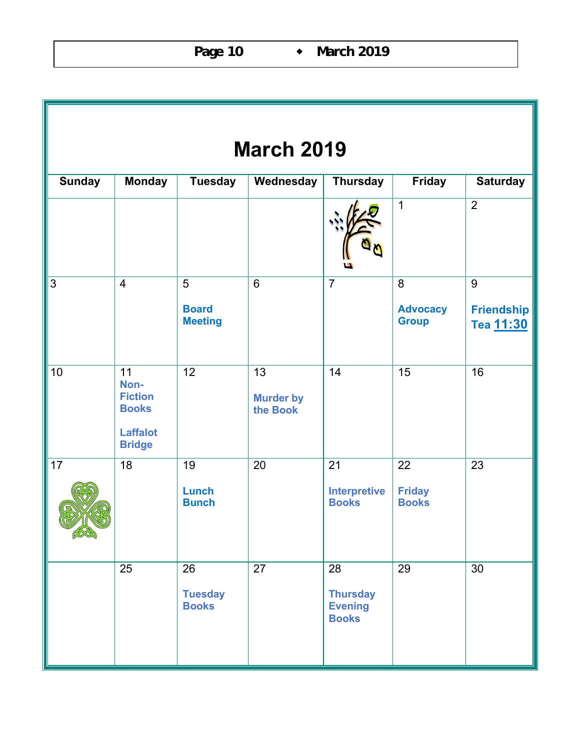# March 2019

| Sunday | Monday | Tuesday | Wednesday | Thursday | Friday | Saturday |
|---|---|---|---|---|---|---|
| | | | | | 1 | 2 |
| 3 | 4 | 5<br>**Board Meeting** | 6 | 7 | 8<br>**Advocacy Group** | 9<br>**Friendship Tea 11:30** |
| 10 | 11<br>**Non-Fiction Books**<br>**Laffalot Bridge** | 12 | 13<br>**Murder by the Book** | 14 | 15 | 16 |
| 17 | 18 | 19<br>**Lunch Bunch** | 20 | 21<br>**Interpretive Books** | 22<br>**Friday Books** | 23 |
| | 25 | 26<br>**Tuesday Books** | 27 | 28<br>**Thursday Evening Books** | 29 | 30 |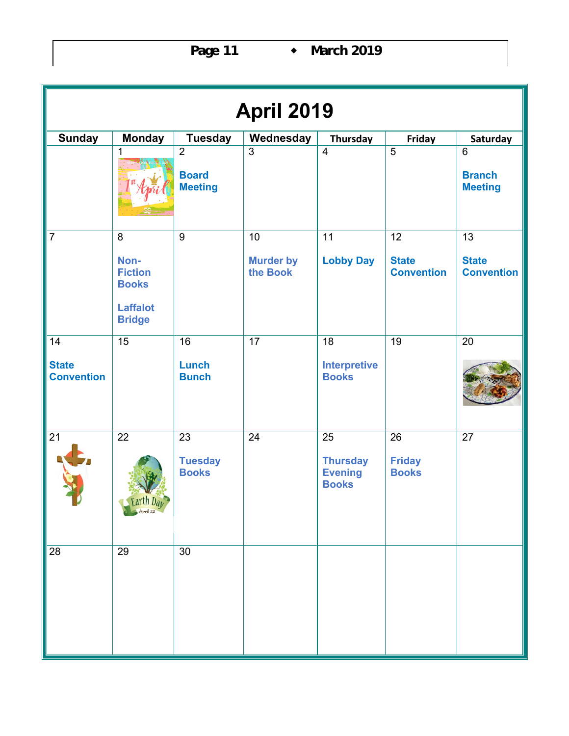# April 2019

| Sunday | Monday | Tuesday | Wednesday | Thursday | Friday | Saturday |
|---|---|---|---|---|---|---|
| | 1 | 2<br><br>**Board Meeting** | 3 | 4 | 5 | 6<br><br>**Branch Meeting** |
| 7 | 8<br><br>**Non-Fiction Books**<br><br>**Laffalot Bridge** | 9 | 10<br><br>**Murder by the Book** | 11<br><br>**Lobby Day** | 12<br><br>**State Convention** | 13<br><br>**State Convention** |
| 14<br><br>**State Convention** | 15 | 16<br><br>**Lunch Bunch** | 17 | 18<br><br>**Interpretive Books** | 19 | 20 |
| 21 | 22 | 23<br><br>**Tuesday Books** | 24 | 25<br><br>**Thursday Evening Books** | 26<br><br>**Friday Books** | 27 |
| 28 | 29 | 30 | | | | |